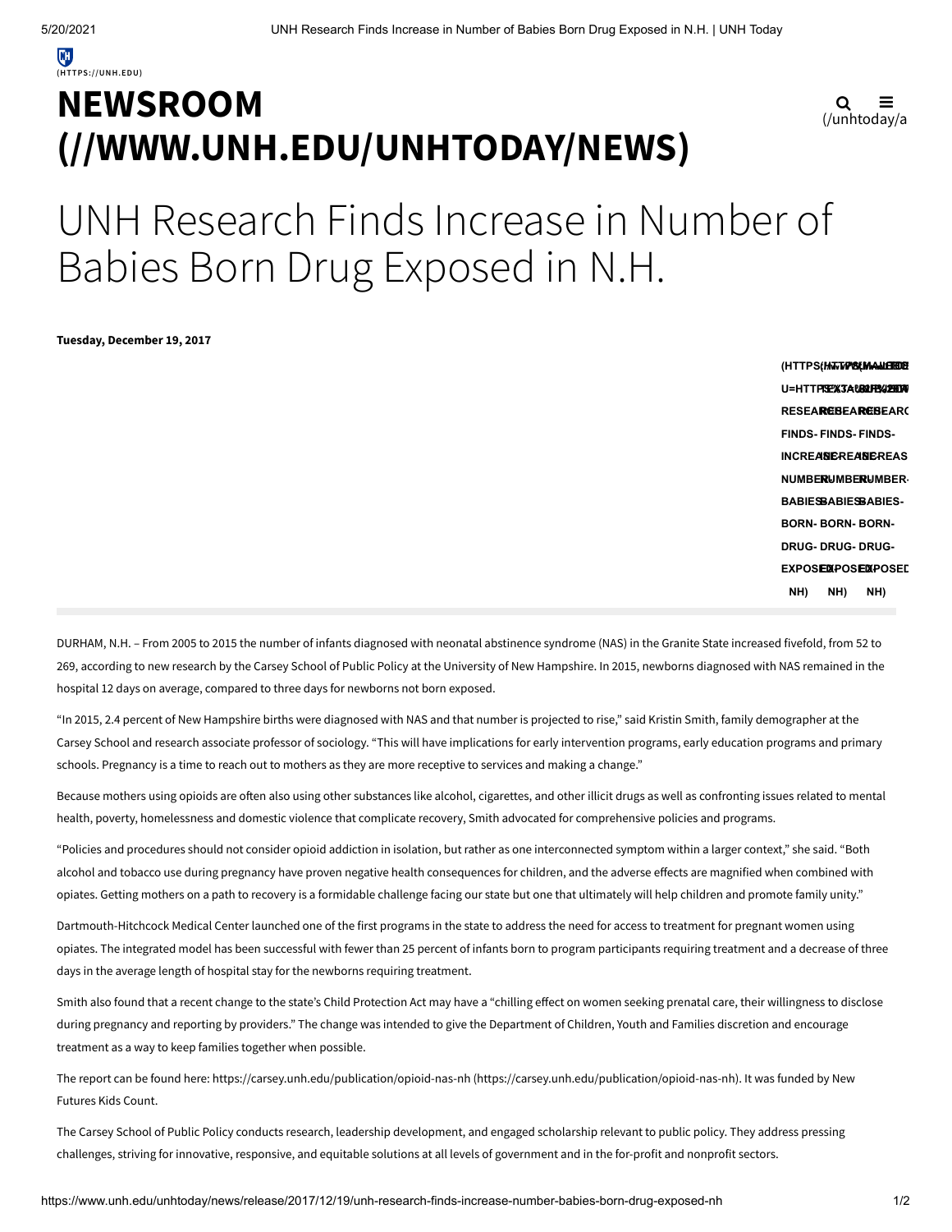# UNH Research Finds Increase in Number of Babies Born Drug Exposed in N.H.

**Tuesday, December 19, 2017**

DURHAM, N.H. – From 2005 to 2015 the number of infants diagnosed with neonatal abstinence syndrome (NAS) in the Granite State increased fivefold, from 52 to 269, according to new research by the Carsey School of Public Policy at the University of New Hampshire. In 2015, newborns diagnosed with NAS remained in the hospital 12 days on average, compared to three days for newborns not born exposed.

"In 2015, 2.4 percent of New Hampshire births were diagnosed with NAS and that number is projected to rise," said Kristin Smith, family demographer at the Carsey School and research associate professor of sociology. "This will have implications for early intervention programs, early education programs and primary schools. Pregnancy is a time to reach out to mothers as they are more receptive to services and making a change."

Because mothers using opioids are often also using other substances like alcohol, cigarettes, and other illicit drugs as well as confronting issues related to mental health, poverty, homelessness and domestic violence that complicate recovery, Smith advocated for comprehensive policies and programs.

"Policies and procedures should not consider opioid addiction in isolation, but rather as one interconnected symptom within a larger context," she said. "Both alcohol and tobacco use during pregnancy have proven negative health consequences for children, and the adverse effects are magnified when combined with opiates. Getting mothers on a path to recovery is a formidable challenge facing our state but one that ultimately will help children and promote family unity."

Dartmouth-Hitchcock Medical Center launched one of the first programs in the state to address the need for access to treatment for pregnant women using opiates. The integrated model has been successful with fewer than 25 percent of infants born to program participants requiring treatment and a decrease of three days in the average length of hospital stay for the newborns requiring treatment.

Smith also found that a recent change to the state's Child Protection Act may have a "chilling effect on women seeking prenatal care, their willingness to disclose during pregnancy and reporting by providers." The change was intended to give the Department of Children, Youth and Families discretion and encourage treatment as a way to keep families together when possible.

The report can be found here: https://carsey.unh.edu/publication/opioid-nas-nh (https://carsey.unh.edu/publication/opioid-nas-nh). It was funded by New Futures Kids Count.

The Carsey School of Public Policy conducts research, leadership development, and engaged scholarship relevant to public policy. They address pressing challenges, striving for innovative, responsive, and equitable solutions at all levels of government and in the for-profit and nonprofit sectors.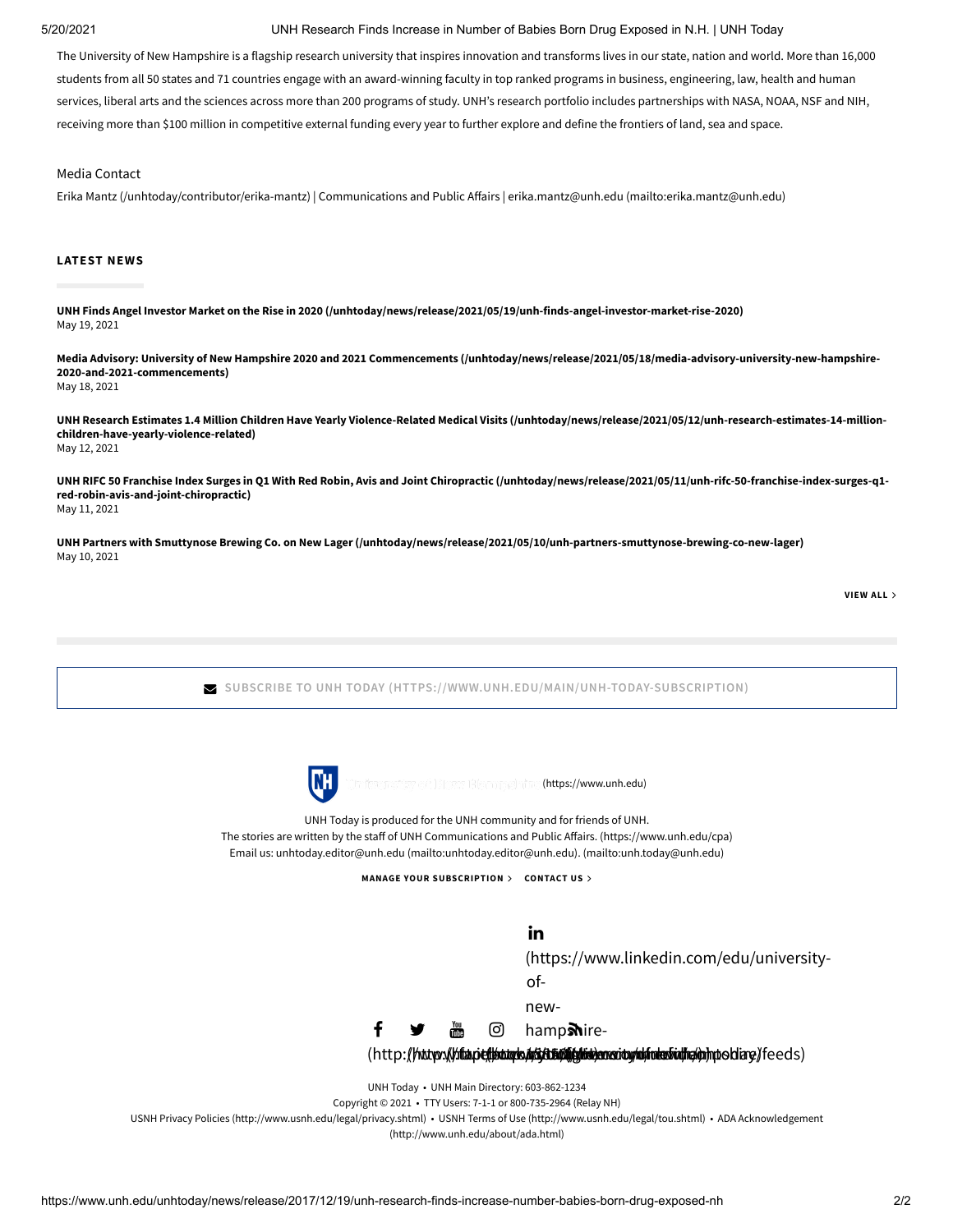The University of New Hampshire is a flagship research university that inspires innovation and transforms lives in our state, nation and world. More than 16,000 students from all 50 states and 71 countries engage with an award-winning faculty in top ranked programs in business, engineering, law, health and human services, liberal arts and the sciences across more than 200 programs of study. UNH's research portfolio includes partnerships with NASA, NOAA, NSF and NIH, receiving more than $100 million in competitive external funding every year to further explore and define the frontiers of land, sea and space.

Media Contact

Erika Mantz (/unhtoday/contributor/erika-mantz) | Communications and Public Affairs | erika.mantz@unh.edu (mailto:erika.mantz@unh.edu)

## LATEST NEWS

**UNH Finds Angel Investor Market on the Rise in 2020 (/unhtoday/news/release/2021/05/19/unh-finds-angel-investor-market-rise-2020)**
May 19, 2021

**Media Advisory: University of New Hampshire 2020 and 2021 Commencements (/unhtoday/news/release/2021/05/18/media-advisory-university-new-hampshire-2020-and-2021-commencements)**
May 18, 2021

**UNH Research Estimates 1.4 Million Children Have Yearly Violence-Related Medical Visits (/unhtoday/news/release/2021/05/12/unh-research-estimates-14-million-children-have-yearly-violence-related)**
May 12, 2021

**UNH RIFC 50 Franchise Index Surges in Q1 With Red Robin, Avis and Joint Chiropractic (/unhtoday/news/release/2021/05/11/unh-rifc-50-franchise-index-surges-q1-red-robin-avis-and-joint-chiropractic)**
May 11, 2021

**UNH Partners with Smuttynose Brewing Co. on New Lager (/unhtoday/news/release/2021/05/10/unh-partners-smuttynose-brewing-co-new-lager)**
May 10, 2021

**VIEW ALL**

SUBSCRIBE TO UNH TODAY (HTTPS://WWW.UNH.EDU/MAIN/UNH-TODAY-SUBSCRIPTION)

University of New Hampshire (https://www.unh.edu)

UNH Today is produced for the UNH community and for friends of UNH.
The stories are written by the staff of UNH Communications and Public Affairs. (https://www.unh.edu/cpa)
Email us: unhtoday.editor@unh.edu (mailto:unhtoday.editor@unh.edu). (mailto:unh.today@unh.edu)

**MANAGE YOUR SUBSCRIPTION** **CONTACT US**

(https://www.linkedin.com/edu/university-of-new-hampshire-feeds)

UNH Today • UNH Main Directory: 603-862-1234
Copyright © 2021 • TTY Users: 7-1-1 or 800-735-2964 (Relay NH)
USNH Privacy Policies (http://www.usnh.edu/legal/privacy.shtml) • USNH Terms of Use (http://www.usnh.edu/legal/tou.shtml) • ADA Acknowledgement (http://www.unh.edu/about/ada.html)